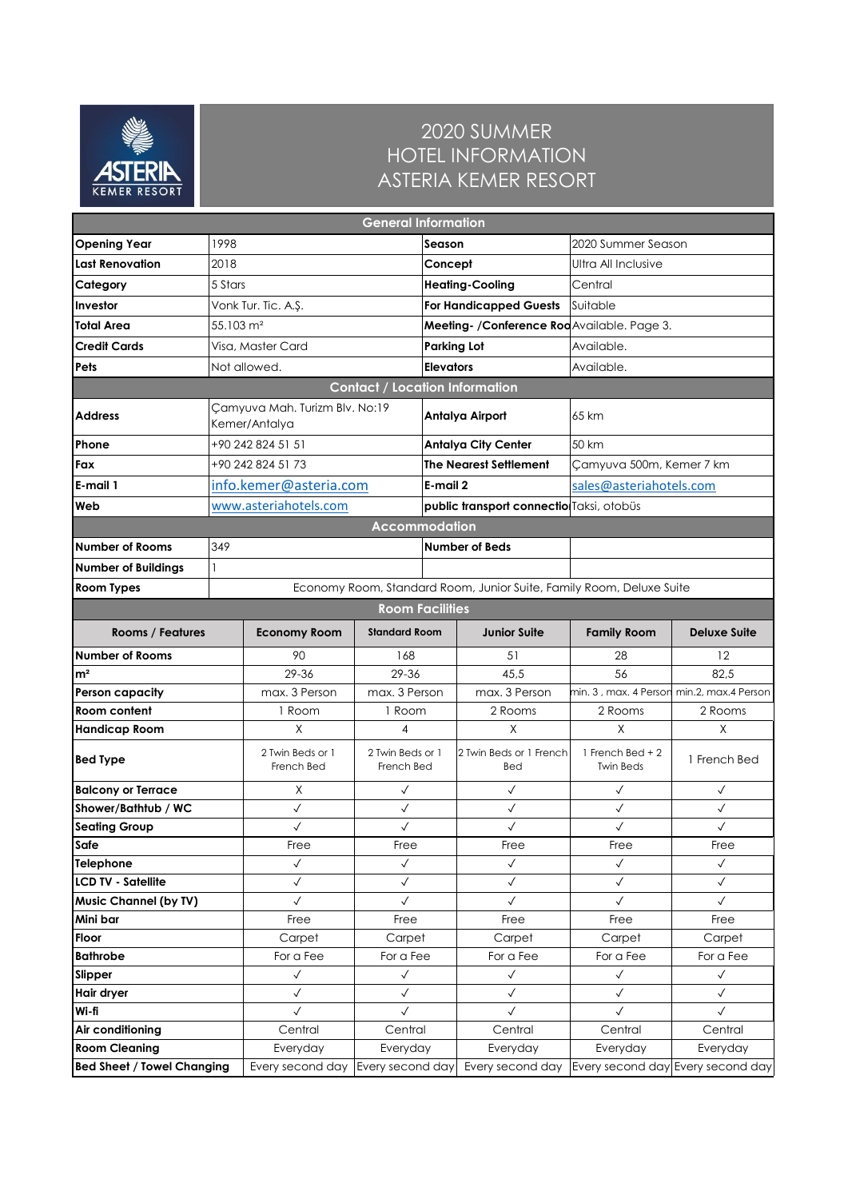# 2020 SUMMER HOTEL INFORMATION ASTERIA KEMER RESORT

| General Information | | | |
|---|---|---|---|
| **Opening Year** | 1998 | **Season** | 2020 Summer Season |
| **Last Renovation** | 2018 | **Concept** | Ultra All Inclusive |
| **Category** | 5 Stars | **Heating-Cooling** | Central |
| **Investor** | Vonk Tur. Tic. A.Ş. | **For Handicapped Guests** | Suitable |
| **Total Area** | 55.103 m² | **Meeting- /Conference Roo** | Available. Page 3. |
| **Credit Cards** | Visa, Master Card | **Parking Lot** | Available. |
| **Pets** | Not allowed. | **Elevators** | Available. |
| **Contact / Location Information** | | | |
| **Address** | Çamyuva Mah. Turizm Blv. No:19 Kemer/Antalya | **Antalya Airport** | 65 km |
| **Phone** | +90 242 824 51 51 | **Antalya City Center** | 50 km |
| **Fax** | +90 242 824 51 73 | **The Nearest Settlement** | Çamyuva 500m, Kemer 7 km |
| **E-mail 1** | info.kemer@asteria.com | **E-mail 2** | sales@asteriahotels.com |
| **Web** | www.asteriahotels.com | **public transport connectio** | Taksi, otobüs |
| **Accommodation** | | | |
| **Number of Rooms** | 349 | **Number of Beds** | |
| **Number of Buildings** | 1 | | |
| **Room Types** | Economy Room, Standard Room, Junior Suite, Family Room, Deluxe Suite | | |

## Room Facilities

| Rooms / Features | Economy Room | Standard Room | Junior Suite | Family Room | Deluxe Suite |
|---|---|---|---|---|---|
| **Number of Rooms** | 90 | 168 | 51 | 28 | 12 |
| **m²** | 29-36 | 29-36 | 45,5 | 56 | 82,5 |
| **Person capacity** | max. 3 Person | max. 3 Person | max. 3 Person | min. 3 , max. 4 Person | min.2, max.4 Person |
| **Room content** | 1 Room | 1 Room | 2 Rooms | 2 Rooms | 2 Rooms |
| **Handicap Room** | X | 4 | X | X | X |
| **Bed Type** | 2 Twin Beds or 1 French Bed | 2 Twin Beds or 1 French Bed | 2 Twin Beds or 1 French Bed | 1 French Bed + 2 Twin Beds | 1 French Bed |
| **Balcony or Terrace** | X | ✓ | ✓ | ✓ | ✓ |
| **Shower/Bathtub / WC** | ✓ | ✓ | ✓ | ✓ | ✓ |
| **Seating Group** | ✓ | ✓ | ✓ | ✓ | ✓ |
| **Safe** | Free | Free | Free | Free | Free |
| **Telephone** | ✓ | ✓ | ✓ | ✓ | ✓ |
| **LCD TV - Satellite** | ✓ | ✓ | ✓ | ✓ | ✓ |
| **Music Channel (by TV)** | ✓ | ✓ | ✓ | ✓ | ✓ |
| **Mini bar** | Free | Free | Free | Free | Free |
| **Floor** | Carpet | Carpet | Carpet | Carpet | Carpet |
| **Bathrobe** | For a Fee | For a Fee | For a Fee | For a Fee | For a Fee |
| **Slipper** | ✓ | ✓ | ✓ | ✓ | ✓ |
| **Hair dryer** | ✓ | ✓ | ✓ | ✓ | ✓ |
| **Wi-fi** | ✓ | ✓ | ✓ | ✓ | ✓ |
| **Air conditioning** | Central | Central | Central | Central | Central |
| **Room Cleaning** | Everyday | Everyday | Everyday | Everyday | Everyday |
| **Bed Sheet / Towel Changing** | Every second day | Every second day | Every second day | Every second day | Every second day |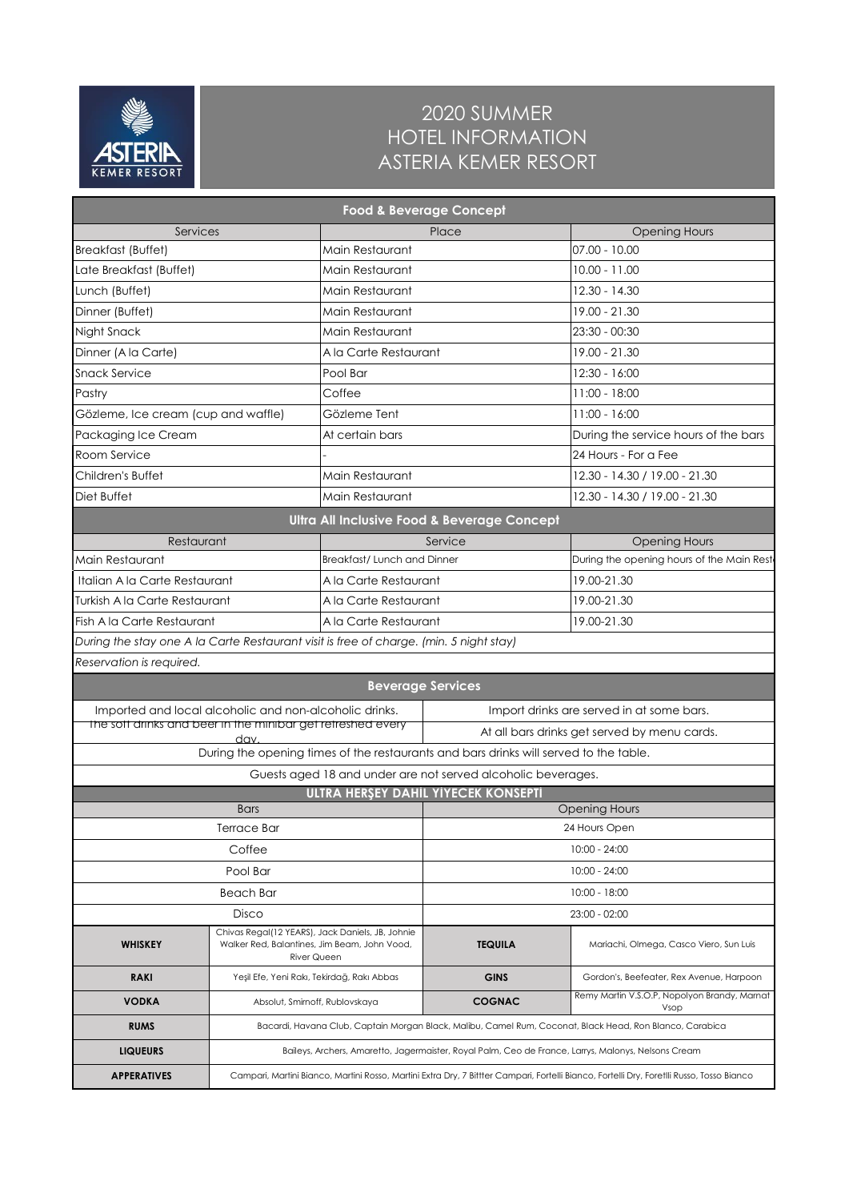# 2020 SUMMER HOTEL INFORMATION ASTERIA KEMER RESORT

## Food & Beverage Concept

| Services | Place | Opening Hours |
|---|---|---|
| Breakfast (Buffet) | Main Restaurant | 07.00 - 10.00 |
| Late Breakfast (Buffet) | Main Restaurant | 10.00 - 11.00 |
| Lunch (Buffet) | Main Restaurant | 12.30 - 14.30 |
| Dinner (Buffet) | Main Restaurant | 19.00 - 21.30 |
| Night Snack | Main Restaurant | 23:30 - 00:30 |
| Dinner (A la Carte) | A la Carte Restaurant | 19.00 - 21.30 |
| Snack Service | Pool Bar | 12:30 - 16:00 |
| Pastry | Coffee | 11:00 - 18:00 |
| Gözleme, Ice cream (cup and waffle) | Gözleme Tent | 11:00 - 16:00 |
| Packaging Ice Cream | At certain bars | During the service hours of the bars |
| Room Service | - | 24 Hours - For a Fee |
| Children's Buffet | Main Restaurant | 12.30 - 14.30 / 19.00 - 21.30 |
| Diet Buffet | Main Restaurant | 12.30 - 14.30 / 19.00 - 21.30 |

## Ultra All Inclusive Food & Beverage Concept

| Restaurant | Service | Opening Hours |
|---|---|---|
| Main Restaurant | Breakfast/ Lunch and Dinner | During the opening hours of the Main Rest |
| Italian A la Carte Restaurant | A la Carte Restaurant | 19.00-21.30 |
| Turkish A la Carte Restaurant | A la Carte Restaurant | 19.00-21.30 |
| Fish A la Carte Restaurant | A la Carte Restaurant | 19.00-21.30 |

*During the stay one A la Carte Restaurant visit is free of charge. (min. 5 night stay)*

*Reservation is required.*

## Beverage Services

| | |
|---|---|
| Imported and local alcoholic and non-alcoholic drinks. | Import drinks are served in at some bars. |
| The soft drinks and beer in the minibar get refreshed every day. | At all bars drinks get served by menu cards. |

During the opening times of the restaurants and bars drinks will served to the table.

Guests aged 18 and under are not served alcoholic beverages.

## ULTRA HERŞEY DAHİL YİYECEK KONSEPTİ

| Bars | Opening Hours |
|---|---|
| Terrace Bar | 24 Hours Open |
| Coffee | 10:00 - 24:00 |
| Pool Bar | 10:00 - 24:00 |
| Beach Bar | 10:00 - 18:00 |
| Disco | 23:00 - 02:00 |

| | | | |
|---|---|---|---|
| **WHISKEY** | Chivas Regal(12 YEARS), Jack Daniels, JB, Johnie Walker Red, Balantines, Jim Beam, John Vood, River Queen | **TEQUILA** | Mariachi, Olmega, Casco Viero, Sun Luis |
| **RAKI** | Yeşil Efe, Yeni Rakı, Tekirdağ, Rakı Abbas | **GINS** | Gordon's, Beefeater, Rex Avenue, Harpoon |
| **VODKA** | Absolut, Smirnoff, Rublovskaya | **COGNAC** | Remy Martin V.S.O.P, Nopolyon Brandy, Marnat Vsop |
| **RUMS** | Bacardi, Havana Club, Captain Morgan Black, Malibu, Camel Rum, Coconat, Black Head, Ron Blanco, Carabica | | |
| **LIQUEURS** | Baileys, Archers, Amaretto, Jagermaister, Royal Palm, Ceo de France, Larrys, Malonys, Nelsons Cream | | |
| **APPERATIVES** | Campari, Martini Bianco, Martini Rosso, Martini Extra Dry, 7 Bittter Campari, Fortelli Bianco, Fortelli Dry, Foretlli Russo, Tosso Bianco | | |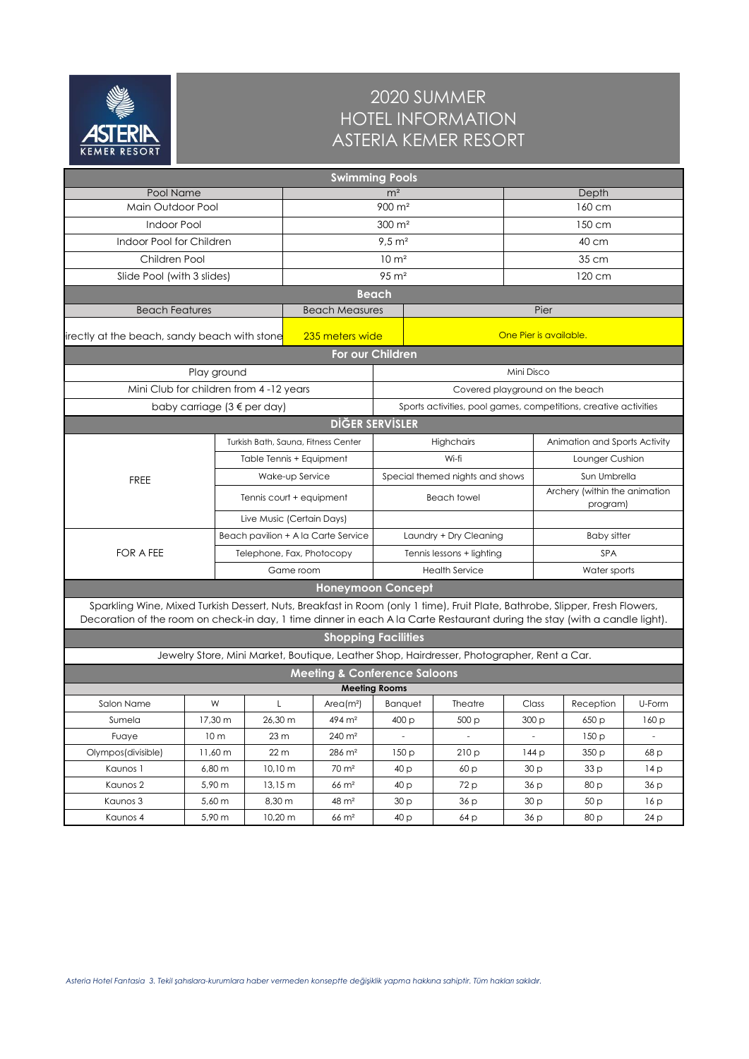# 2020 SUMMER HOTEL INFORMATION ASTERIA KEMER RESORT

## Swimming Pools

| Pool Name | m² | Depth |
|---|---|---|
| Main Outdoor Pool | 900 m² | 160 cm |
| Indoor Pool | 300 m² | 150 cm |
| Indoor Pool for Children | 9,5 m² | 40 cm |
| Children Pool | 10 m² | 35 cm |
| Slide Pool (with 3 slides) | 95 m² | 120 cm |

## Beach

| Beach Features | Beach Measures | Pier |
|---|---|---|
| irectly at the beach, sandy beach with stone | 235 meters wide | One Pier is available. |

## For our Children

| | |
|---|---|
| Play ground | Mini Disco |
| Mini Club for children from 4 -12 years | Covered playground on the beach |
| baby carriage (3 € per day) | Sports activities, pool games, competitions, creative activities |

## DİĞER SERVİSLER

| | | | |
|---|---|---|---|
| FREE | Turkish Bath, Sauna, Fitness Center | Highchairs | Animation and Sports Activity |
| | Table Tennis + Equipment | Wi-fi | Lounger Cushion |
| | Wake-up Service | Special themed nights and shows | Sun Umbrella |
| | Tennis court + equipment | Beach towel | Archery (within the animation program) |
| | Live Music (Certain Days) | | |
| FOR A FEE | Beach pavilion + A la Carte Service | Laundry + Dry Cleaning | Baby sitter |
| | Telephone, Fax, Photocopy | Tennis lessons + lighting | SPA |
| | Game room | Health Service | Water sports |

## Honeymoon Concept

Sparkling Wine, Mixed Turkish Dessert, Nuts, Breakfast in Room (only 1 time), Fruit Plate, Bathrobe, Slipper, Fresh Flowers, Decoration of the room on check-in day, 1 time dinner in each A la Carte Restaurant during the stay (with a candle light).

## Shopping Facilities

Jewelry Store, Mini Market, Boutique, Leather Shop, Hairdresser, Photographer, Rent a Car.

## Meeting & Conference Saloons

### Meeting Rooms

| Salon Name | W | L | Area(m²) | Banquet | Theatre | Class | Reception | U-Form |
|---|---|---|---|---|---|---|---|---|
| Sumela | 17,30 m | 26,30 m | 494 m² | 400 p | 500 p | 300 p | 650 p | 160 p |
| Fuaye | 10 m | 23 m | 240 m² | - | - | - | 150 p | - |
| Olympos(divisible) | 11,60 m | 22 m | 286 m² | 150 p | 210 p | 144 p | 350 p | 68 p |
| Kaunos 1 | 6,80 m | 10,10 m | 70 m² | 40 p | 60 p | 30 p | 33 p | 14 p |
| Kaunos 2 | 5,90 m | 13,15 m | 66 m² | 40 p | 72 p | 36 p | 80 p | 36 p |
| Kaunos 3 | 5,60 m | 8,30 m | 48 m² | 30 p | 36 p | 30 p | 50 p | 16 p |
| Kaunos 4 | 5,90 m | 10,20 m | 66 m² | 40 p | 64 p | 36 p | 80 p | 24 p |

*Asteria Hotel Fantasia 3. Tekil şahıslara-kurumlara haber vermeden konseptte değişiklik yapma hakkına sahiptir. Tüm hakları saklıdır.*